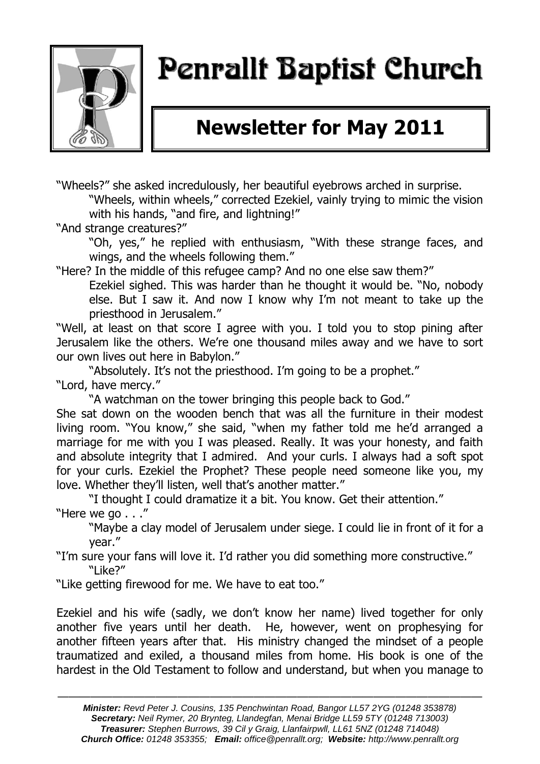# Penrallt Baptist Church

## Newsletter for May 2011

"Wheels?" she asked incredulously, her beautiful eyebrows arched in surprise.

"Wheels, within wheels," corrected Ezekiel, vainly trying to mimic the vision with his hands, "and fire, and lightning!"

"And strange creatures?"

"Oh, yes," he replied with enthusiasm, "With these strange faces, and wings, and the wheels following them."

"Here? In the middle of this refugee camp? And no one else saw them?"

Ezekiel sighed. This was harder than he thought it would be. "No, nobody else. But I saw it. And now I know why I'm not meant to take up the priesthood in Jerusalem."

"Well, at least on that score I agree with you. I told you to stop pining after Jerusalem like the others. We're one thousand miles away and we have to sort our own lives out here in Babylon."

"Absolutely. It's not the priesthood. I'm going to be a prophet."

"Lord, have mercy."

"A watchman on the tower bringing this people back to God."

She sat down on the wooden bench that was all the furniture in their modest living room. "You know," she said, "when my father told me he'd arranged a marriage for me with you I was pleased. Really. It was your honesty, and faith and absolute integrity that I admired. And your curls. I always had a soft spot for your curls. Ezekiel the Prophet? These people need someone like you, my love. Whether they'll listen, well that's another matter."

"I thought I could dramatize it a bit. You know. Get their attention."

"Here we go . . ."

"Maybe a clay model of Jerusalem under siege. I could lie in front of it for a year."

"I'm sure your fans will love it. I'd rather you did something more constructive."

"Like?"

"Like getting firewood for me. We have to eat too."

Ezekiel and his wife (sadly, we don't know her name) lived together for only another five years until her death. He, however, went on prophesying for another fifteen years after that. His ministry changed the mindset of a people traumatized and exiled, a thousand miles from home. His book is one of the hardest in the Old Testament to follow and understand, but when you manage to

---

***Minister:*** *Revd Peter J. Cousins, 135 Penchwintan Road, Bangor LL57 2YG (01248 353878)*
***Secretary:*** *Neil Rymer, 20 Brynteg, Llandegfan, Menai Bridge LL59 5TY (01248 713003)*
***Treasurer:*** *Stephen Burrows, 39 Cil y Graig, Llanfairpwll, LL61 5NZ (01248 714048)*
***Church Office:*** *01248 353355;* ***Email:*** *office@penrallt.org;* ***Website:*** *http://www.penrallt.org*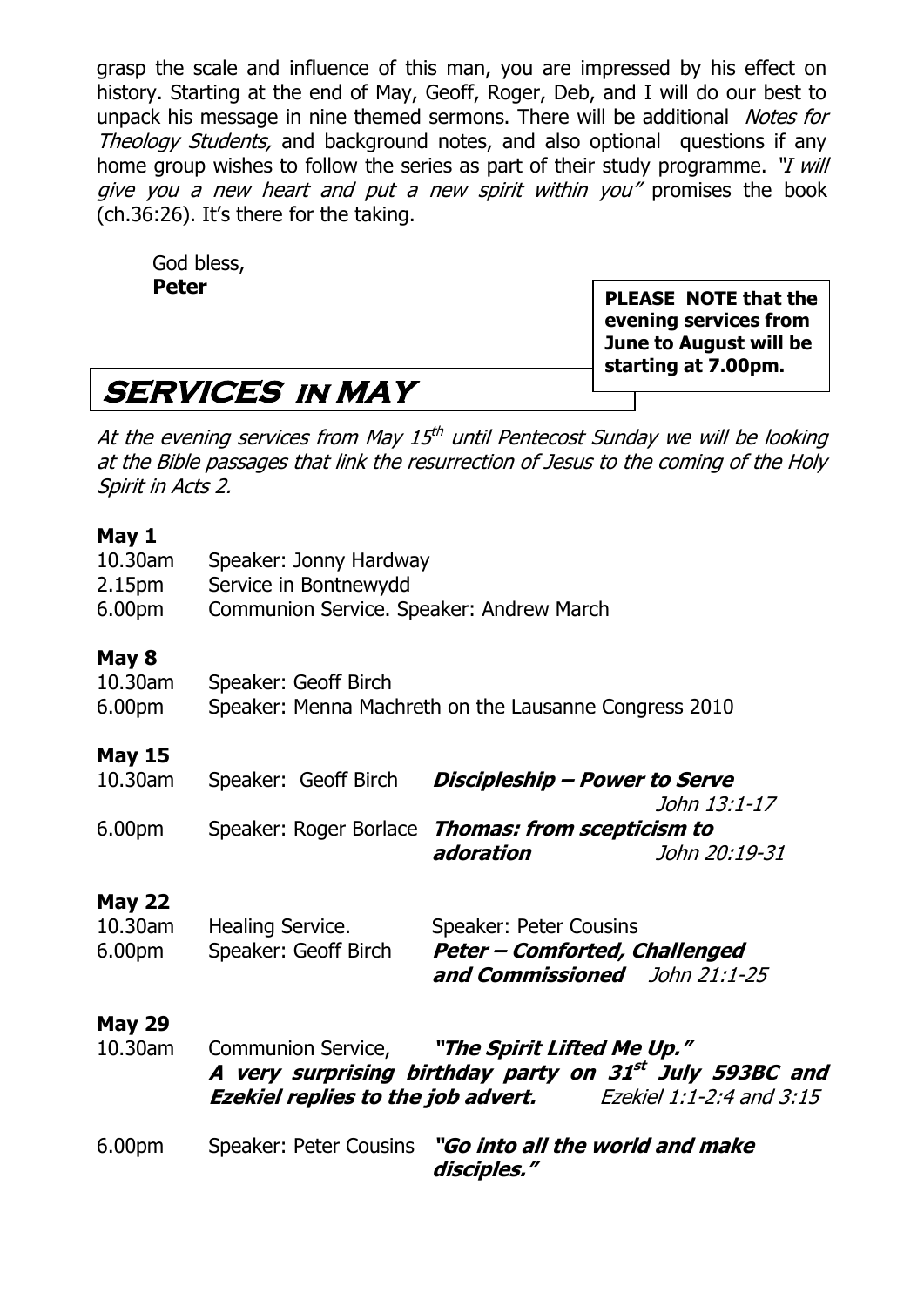grasp the scale and influence of this man, you are impressed by his effect on history. Starting at the end of May, Geoff, Roger, Deb, and I will do our best to unpack his message in nine themed sermons. There will be additional *Notes for Theology Students,* and background notes, and also optional questions if any home group wishes to follow the series as part of their study programme. *"I will give you a new heart and put a new spirit within you"* promises the book (ch.36:26). It's there for the taking.

God bless,
**Peter**

**PLEASE NOTE that the evening services from June to August will be starting at 7.00pm.**

## SERVICES IN MAY

*At the evening services from May 15th until Pentecost Sunday we will be looking at the Bible passages that link the resurrection of Jesus to the coming of the Holy Spirit in Acts 2.*

**May 1**

| | | |
|---|---|---|
| 10.30am | Speaker: Jonny Hardway | |
| 2.15pm | Service in Bontnewydd | |
| 6.00pm | Communion Service. Speaker: Andrew March | |

**May 8**

| | | |
|---|---|---|
| 10.30am | Speaker: Geoff Birch | |
| 6.00pm | Speaker: Menna Machreth on the Lausanne Congress 2010 | |

**May 15**

| | | |
|---|---|---|
| 10.30am | Speaker: Geoff Birch | ***Discipleship – Power to Serve*** *John 13:1-17* |
| 6.00pm | Speaker: Roger Borlace | ***Thomas: from scepticism to adoration*** *John 20:19-31* |

**May 22**

| | | |
|---|---|---|
| 10.30am | Healing Service. | Speaker: Peter Cousins |
| 6.00pm | Speaker: Geoff Birch | ***Peter – Comforted, Challenged and Commissioned*** *John 21:1-25* |

**May 29**

| | | |
|---|---|---|
| 10.30am | Communion Service, | ***"The Spirit Lifted Me Up."*** |

***A very surprising birthday party on 31st July 593BC and Ezekiel replies to the job advert.*** *Ezekiel 1:1-2:4 and 3:15*

| | | |
|---|---|---|
| 6.00pm | Speaker: Peter Cousins | ***"Go into all the world and make disciples."*** |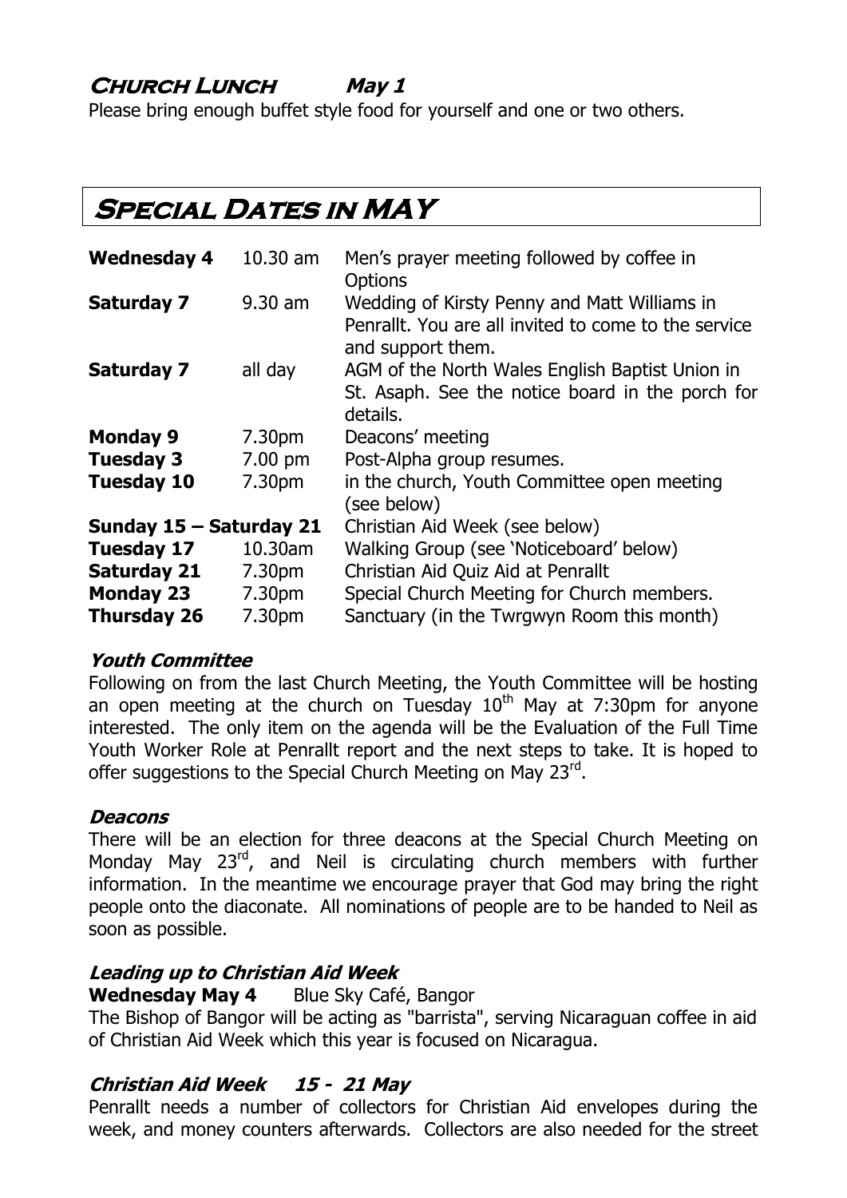## Church Lunch *May 1*

Please bring enough buffet style food for yourself and one or two others.

# Special Dates in MAY

| | | |
|---|---|---|
| **Wednesday 4** | 10.30 am | Men's prayer meeting followed by coffee in Options |
| **Saturday 7** | 9.30 am | Wedding of Kirsty Penny and Matt Williams in Penrallt. You are all invited to come to the service and support them. |
| **Saturday 7** | all day | AGM of the North Wales English Baptist Union in St. Asaph. See the notice board in the porch for details. |
| **Monday 9** | 7.30pm | Deacons' meeting |
| **Tuesday 3** | 7.00 pm | Post-Alpha group resumes. |
| **Tuesday 10** | 7.30pm | in the church, Youth Committee open meeting (see below) |
| **Sunday 15 – Saturday 21** | | Christian Aid Week (see below) |
| **Tuesday 17** | 10.30am | Walking Group (see 'Noticeboard' below) |
| **Saturday 21** | 7.30pm | Christian Aid Quiz Aid at Penrallt |
| **Monday 23** | 7.30pm | Special Church Meeting for Church members. |
| **Thursday 26** | 7.30pm | Sanctuary (in the Twrgwyn Room this month) |

### *Youth Committee*

Following on from the last Church Meeting, the Youth Committee will be hosting an open meeting at the church on Tuesday 10th May at 7:30pm for anyone interested. The only item on the agenda will be the Evaluation of the Full Time Youth Worker Role at Penrallt report and the next steps to take. It is hoped to offer suggestions to the Special Church Meeting on May 23rd.

### *Deacons*

There will be an election for three deacons at the Special Church Meeting on Monday May 23rd, and Neil is circulating church members with further information. In the meantime we encourage prayer that God may bring the right people onto the diaconate. All nominations of people are to be handed to Neil as soon as possible.

### *Leading up to Christian Aid Week*

**Wednesday May 4** Blue Sky Café, Bangor

The Bishop of Bangor will be acting as "barrista", serving Nicaraguan coffee in aid of Christian Aid Week which this year is focused on Nicaragua.

### *Christian Aid Week 15 - 21 May*

Penrallt needs a number of collectors for Christian Aid envelopes during the week, and money counters afterwards. Collectors are also needed for the street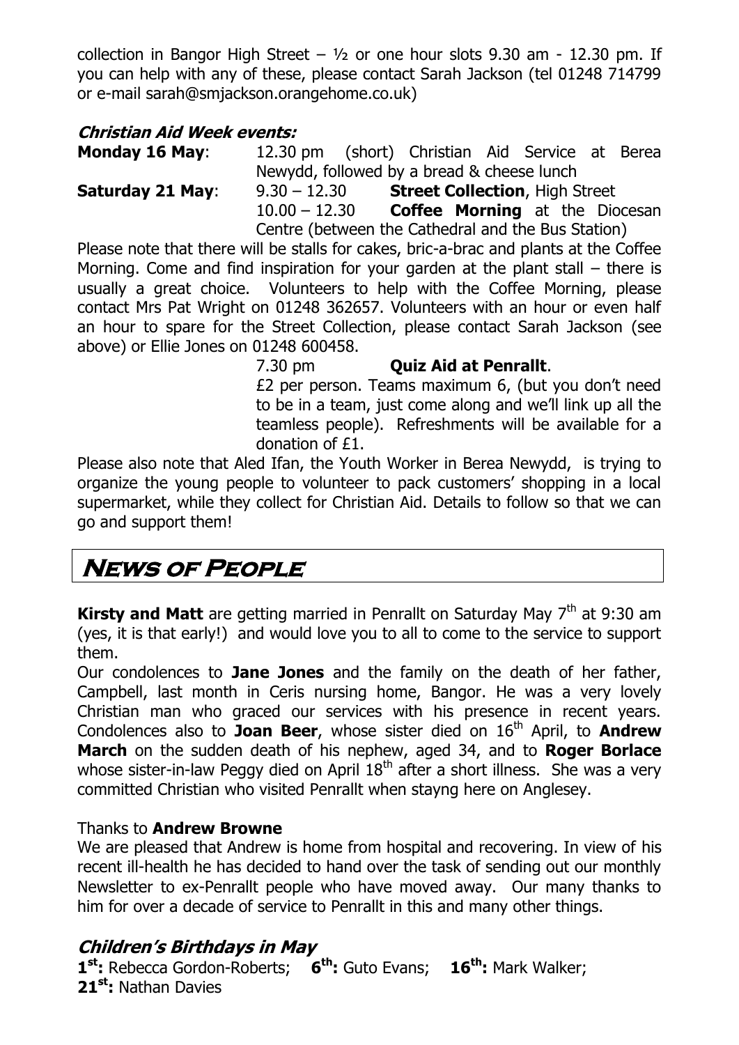collection in Bangor High Street – ½ or one hour slots 9.30 am - 12.30 pm. If you can help with any of these, please contact Sarah Jackson (tel 01248 714799 or e-mail sarah@smjackson.orangehome.co.uk)

### *Christian Aid Week events:*

**Monday 16 May**: 12.30 pm (short) Christian Aid Service at Berea Newydd, followed by a bread & cheese lunch

**Saturday 21 May**: 9.30 – 12.30 **Street Collection**, High Street
10.00 – 12.30 **Coffee Morning** at the Diocesan Centre (between the Cathedral and the Bus Station)

Please note that there will be stalls for cakes, bric-a-brac and plants at the Coffee Morning. Come and find inspiration for your garden at the plant stall – there is usually a great choice. Volunteers to help with the Coffee Morning, please contact Mrs Pat Wright on 01248 362657. Volunteers with an hour or even half an hour to spare for the Street Collection, please contact Sarah Jackson (see above) or Ellie Jones on 01248 600458.

7.30 pm **Quiz Aid at Penrallt**.
£2 per person. Teams maximum 6, (but you don't need to be in a team, just come along and we'll link up all the teamless people). Refreshments will be available for a donation of £1.

Please also note that Aled Ifan, the Youth Worker in Berea Newydd, is trying to organize the young people to volunteer to pack customers' shopping in a local supermarket, while they collect for Christian Aid. Details to follow so that we can go and support them!

## News of People

**Kirsty and Matt** are getting married in Penrallt on Saturday May 7th at 9:30 am (yes, it is that early!) and would love you to all to come to the service to support them.

Our condolences to **Jane Jones** and the family on the death of her father, Campbell, last month in Ceris nursing home, Bangor. He was a very lovely Christian man who graced our services with his presence in recent years. Condolences also to **Joan Beer**, whose sister died on 16th April, to **Andrew March** on the sudden death of his nephew, aged 34, and to **Roger Borlace** whose sister-in-law Peggy died on April 18th after a short illness. She was a very committed Christian who visited Penrallt when stayng here on Anglesey.

Thanks to **Andrew Browne**

We are pleased that Andrew is home from hospital and recovering. In view of his recent ill-health he has decided to hand over the task of sending out our monthly Newsletter to ex-Penrallt people who have moved away. Our many thanks to him for over a decade of service to Penrallt in this and many other things.

### *Children's Birthdays in May*

**1st:** Rebecca Gordon-Roberts; **6th:** Guto Evans; **16th:** Mark Walker; **21st:** Nathan Davies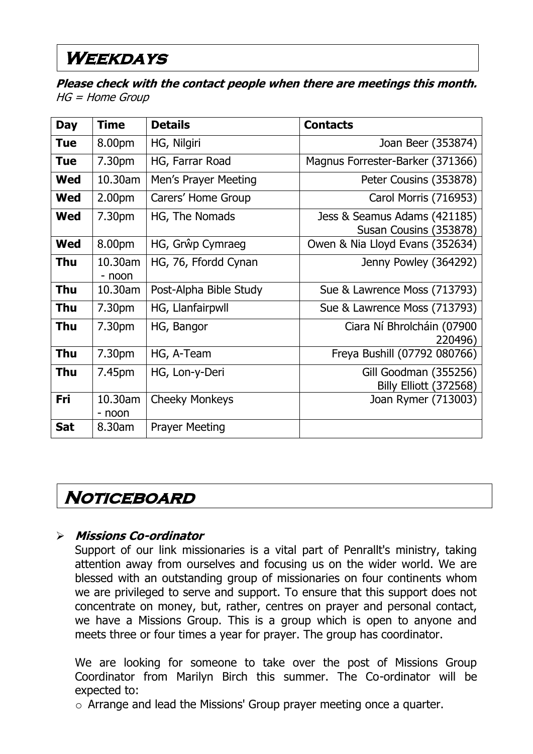# Weekdays

***Please check with the contact people when there are meetings this month.***
*HG = Home Group*

| Day | Time | Details | Contacts |
|---|---|---|---|
| **Tue** | 8.00pm | HG, Nilgiri | Joan Beer (353874) |
| **Tue** | 7.30pm | HG, Farrar Road | Magnus Forrester-Barker (371366) |
| **Wed** | 10.30am | Men's Prayer Meeting | Peter Cousins (353878) |
| **Wed** | 2.00pm | Carers' Home Group | Carol Morris (716953) |
| **Wed** | 7.30pm | HG, The Nomads | Jess & Seamus Adams (421185) Susan Cousins (353878) |
| **Wed** | 8.00pm | HG, Grŵp Cymraeg | Owen & Nia Lloyd Evans (352634) |
| **Thu** | 10.30am - noon | HG, 76, Ffordd Cynan | Jenny Powley (364292) |
| **Thu** | 10.30am | Post-Alpha Bible Study | Sue & Lawrence Moss (713793) |
| **Thu** | 7.30pm | HG, Llanfairpwll | Sue & Lawrence Moss (713793) |
| **Thu** | 7.30pm | HG, Bangor | Ciara Ní Bhrolcháin (07900 220496) |
| **Thu** | 7.30pm | HG, A-Team | Freya Bushill (07792 080766) |
| **Thu** | 7.45pm | HG, Lon-y-Deri | Gill Goodman (355256) Billy Elliott (372568) |
| **Fri** | 10.30am - noon | Cheeky Monkeys | Joan Rymer (713003) |
| **Sat** | 8.30am | Prayer Meeting | |

# Noticeboard

- ***Missions Co-ordinator***

  Support of our link missionaries is a vital part of Penrallt's ministry, taking attention away from ourselves and focusing us on the wider world. We are blessed with an outstanding group of missionaries on four continents whom we are privileged to serve and support. To ensure that this support does not concentrate on money, but, rather, centres on prayer and personal contact, we have a Missions Group. This is a group which is open to anyone and meets three or four times a year for prayer. The group has coordinator.

  We are looking for someone to take over the post of Missions Group Coordinator from Marilyn Birch this summer. The Co-ordinator will be expected to:

  - Arrange and lead the Missions' Group prayer meeting once a quarter.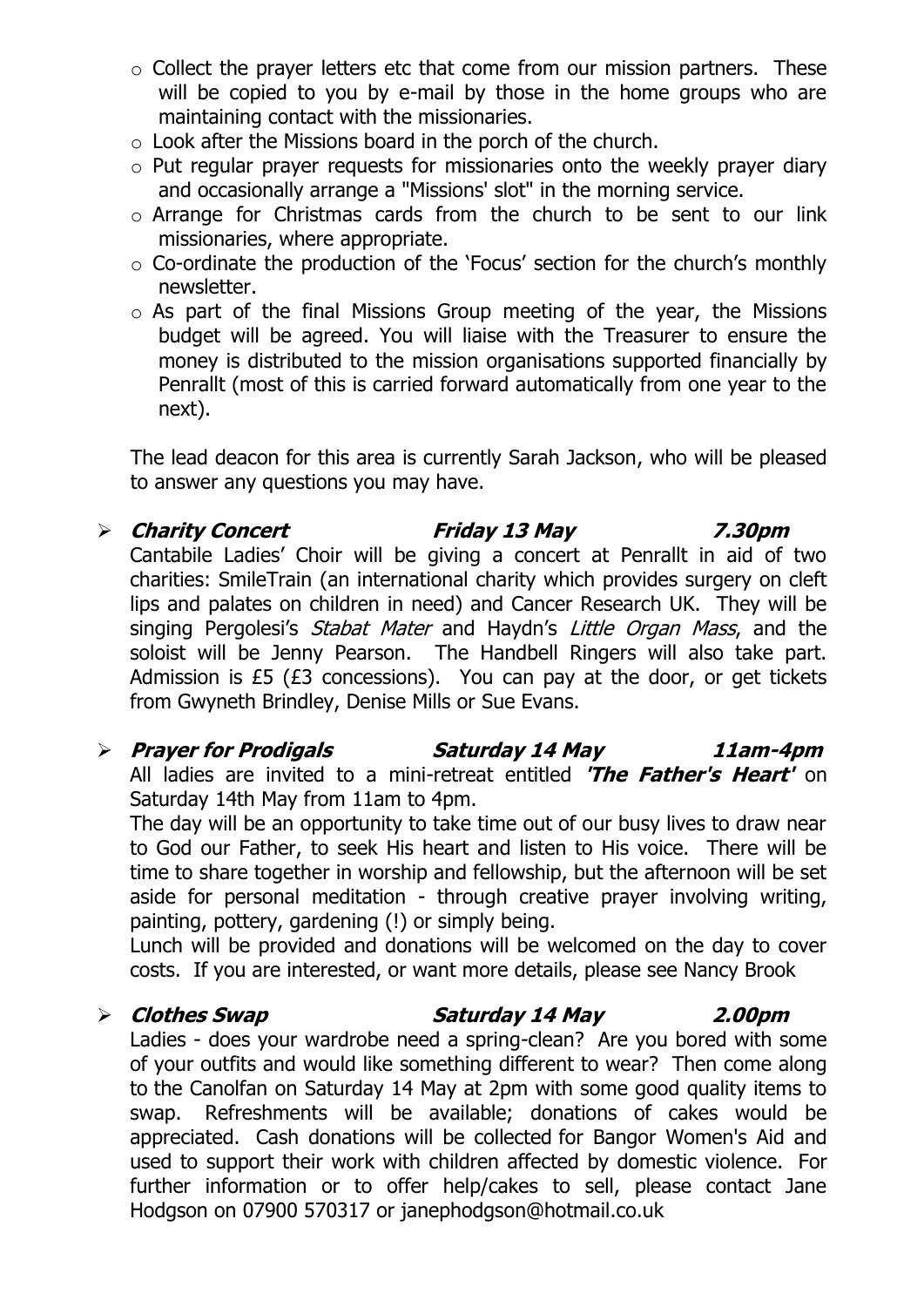- Collect the prayer letters etc that come from our mission partners. These will be copied to you by e-mail by those in the home groups who are maintaining contact with the missionaries.
- Look after the Missions board in the porch of the church.
- Put regular prayer requests for missionaries onto the weekly prayer diary and occasionally arrange a "Missions' slot" in the morning service.
- Arrange for Christmas cards from the church to be sent to our link missionaries, where appropriate.
- Co-ordinate the production of the 'Focus' section for the church's monthly newsletter.
- As part of the final Missions Group meeting of the year, the Missions budget will be agreed. You will liaise with the Treasurer to ensure the money is distributed to the mission organisations supported financially by Penrallt (most of this is carried forward automatically from one year to the next).

The lead deacon for this area is currently Sarah Jackson, who will be pleased to answer any questions you may have.

- ***Charity Concert*** ***Friday 13 May*** ***7.30pm***

  Cantabile Ladies' Choir will be giving a concert at Penrallt in aid of two charities: SmileTrain (an international charity which provides surgery on cleft lips and palates on children in need) and Cancer Research UK. They will be singing Pergolesi's *Stabat Mater* and Haydn's *Little Organ Mass*, and the soloist will be Jenny Pearson. The Handbell Ringers will also take part. Admission is £5 (£3 concessions). You can pay at the door, or get tickets from Gwyneth Brindley, Denise Mills or Sue Evans.

- ***Prayer for Prodigals*** ***Saturday 14 May*** ***11am-4pm***

  All ladies are invited to a mini-retreat entitled ***'The Father's Heart'*** on Saturday 14th May from 11am to 4pm.

  The day will be an opportunity to take time out of our busy lives to draw near to God our Father, to seek His heart and listen to His voice. There will be time to share together in worship and fellowship, but the afternoon will be set aside for personal meditation - through creative prayer involving writing, painting, pottery, gardening (!) or simply being.

  Lunch will be provided and donations will be welcomed on the day to cover costs. If you are interested, or want more details, please see Nancy Brook

- ***Clothes Swap*** ***Saturday 14 May*** ***2.00pm***

  Ladies - does your wardrobe need a spring-clean? Are you bored with some of your outfits and would like something different to wear? Then come along to the Canolfan on Saturday 14 May at 2pm with some good quality items to swap. Refreshments will be available; donations of cakes would be appreciated. Cash donations will be collected for Bangor Women's Aid and used to support their work with children affected by domestic violence. For further information or to offer help/cakes to sell, please contact Jane Hodgson on 07900 570317 or janephodgson@hotmail.co.uk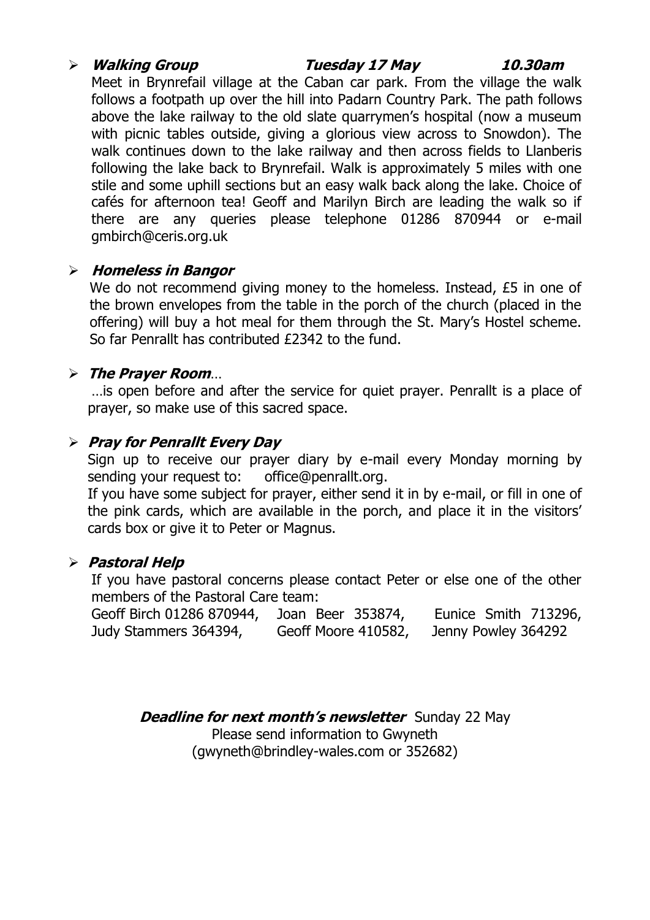- ***Walking Group*** ***Tuesday 17 May*** ***10.30am***

  Meet in Brynrefail village at the Caban car park. From the village the walk follows a footpath up over the hill into Padarn Country Park. The path follows above the lake railway to the old slate quarrymen's hospital (now a museum with picnic tables outside, giving a glorious view across to Snowdon). The walk continues down to the lake railway and then across fields to Llanberis following the lake back to Brynrefail. Walk is approximately 5 miles with one stile and some uphill sections but an easy walk back along the lake. Choice of cafés for afternoon tea! Geoff and Marilyn Birch are leading the walk so if there are any queries please telephone 01286 870944 or e-mail gmbirch@ceris.org.uk

- ***Homeless in Bangor***

  We do not recommend giving money to the homeless. Instead, £5 in one of the brown envelopes from the table in the porch of the church (placed in the offering) will buy a hot meal for them through the St. Mary's Hostel scheme. So far Penrallt has contributed £2342 to the fund.

- ***The Prayer Room***…

  …is open before and after the service for quiet prayer. Penrallt is a place of prayer, so make use of this sacred space.

- ***Pray for Penrallt Every Day***

  Sign up to receive our prayer diary by e-mail every Monday morning by sending your request to: office@penrallt.org.

  If you have some subject for prayer, either send it in by e-mail, or fill in one of the pink cards, which are available in the porch, and place it in the visitors' cards box or give it to Peter or Magnus.

- ***Pastoral Help***

  If you have pastoral concerns please contact Peter or else one of the other members of the Pastoral Care team:

  Geoff Birch 01286 870944, Joan Beer 353874, Eunice Smith 713296, Judy Stammers 364394, Geoff Moore 410582, Jenny Powley 364292

***Deadline for next month's newsletter*** Sunday 22 May

Please send information to Gwyneth

(gwyneth@brindley-wales.com or 352682)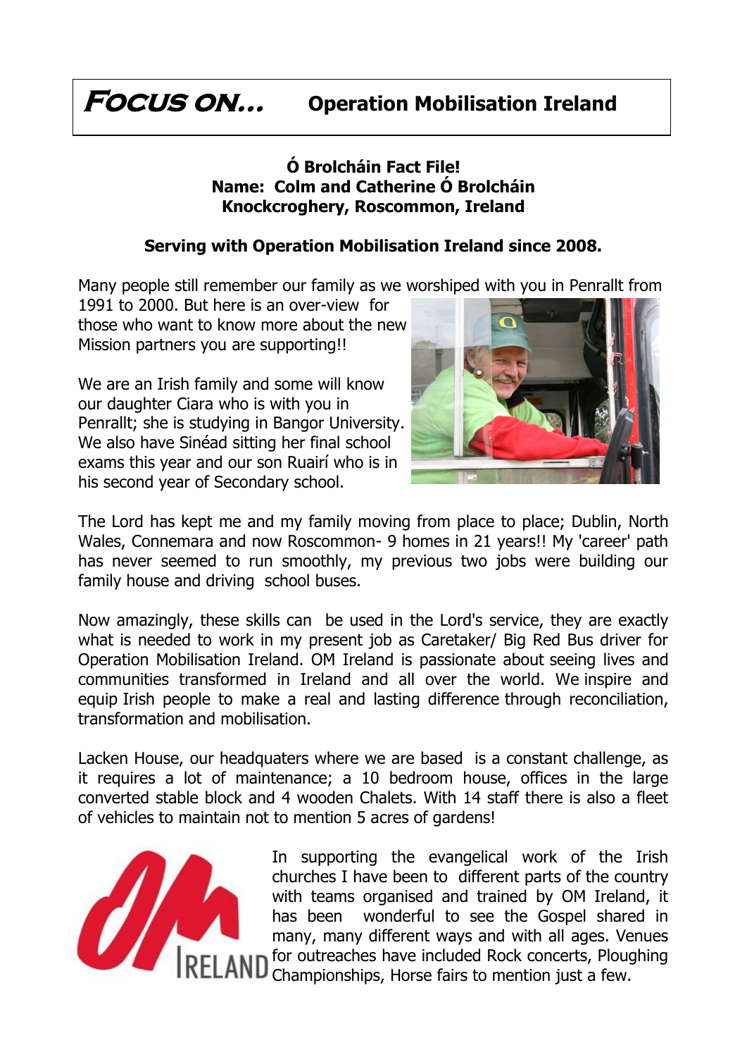# **Focus on...** Operation Mobilisation Ireland

**Ó Brolcháin Fact File!**
**Name: Colm and Catherine Ó Brolcháin**
**Knockcroghery, Roscommon, Ireland**

**Serving with Operation Mobilisation Ireland since 2008.**

Many people still remember our family as we worshiped with you in Penrallt from 1991 to 2000. But here is an over-view for those who want to know more about the new Mission partners you are supporting!!

We are an Irish family and some will know our daughter Ciara who is with you in Penrallt; she is studying in Bangor University. We also have Sinéad sitting her final school exams this year and our son Ruairí who is in his second year of Secondary school.

The Lord has kept me and my family moving from place to place; Dublin, North Wales, Connemara and now Roscommon- 9 homes in 21 years!! My 'career' path has never seemed to run smoothly, my previous two jobs were building our family house and driving school buses.

Now amazingly, these skills can be used in the Lord's service, they are exactly what is needed to work in my present job as Caretaker/ Big Red Bus driver for Operation Mobilisation Ireland. OM Ireland is passionate about seeing lives and communities transformed in Ireland and all over the world. We inspire and equip Irish people to make a real and lasting difference through reconciliation, transformation and mobilisation.

Lacken House, our headquaters where we are based is a constant challenge, as it requires a lot of maintenance; a 10 bedroom house, offices in the large converted stable block and 4 wooden Chalets. With 14 staff there is also a fleet of vehicles to maintain not to mention 5 acres of gardens!

In supporting the evangelical work of the Irish churches I have been to different parts of the country with teams organised and trained by OM Ireland, it has been wonderful to see the Gospel shared in many, many different ways and with all ages. Venues for outreaches have included Rock concerts, Ploughing Championships, Horse fairs to mention just a few.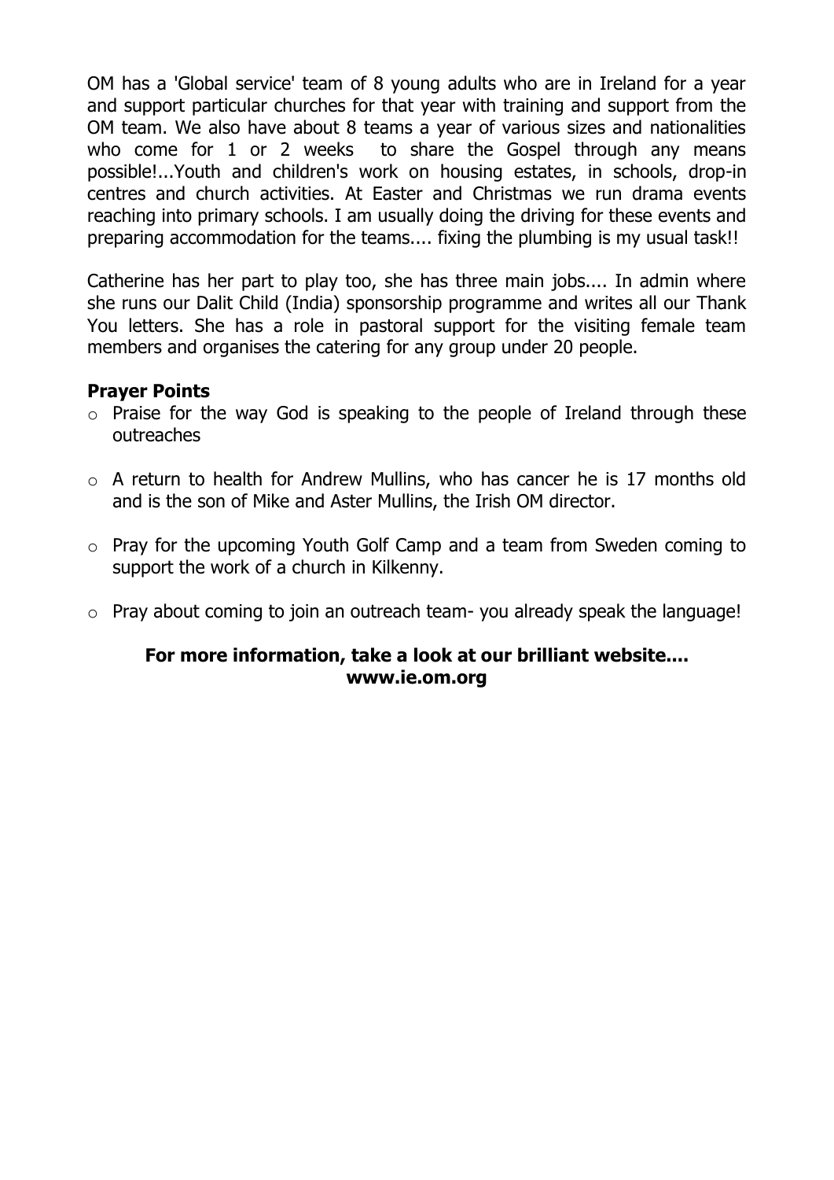OM has a 'Global service' team of 8 young adults who are in Ireland for a year and support particular churches for that year with training and support from the OM team. We also have about 8 teams a year of various sizes and nationalities who come for 1 or 2 weeks to share the Gospel through any means possible!...Youth and children's work on housing estates, in schools, drop-in centres and church activities. At Easter and Christmas we run drama events reaching into primary schools. I am usually doing the driving for these events and preparing accommodation for the teams.... fixing the plumbing is my usual task!!

Catherine has her part to play too, she has three main jobs.... In admin where she runs our Dalit Child (India) sponsorship programme and writes all our Thank You letters. She has a role in pastoral support for the visiting female team members and organises the catering for any group under 20 people.

**Prayer Points**

- Praise for the way God is speaking to the people of Ireland through these outreaches
- A return to health for Andrew Mullins, who has cancer he is 17 months old and is the son of Mike and Aster Mullins, the Irish OM director.
- Pray for the upcoming Youth Golf Camp and a team from Sweden coming to support the work of a church in Kilkenny.
- Pray about coming to join an outreach team- you already speak the language!

**For more information, take a look at our brilliant website....**
**www.ie.om.org**